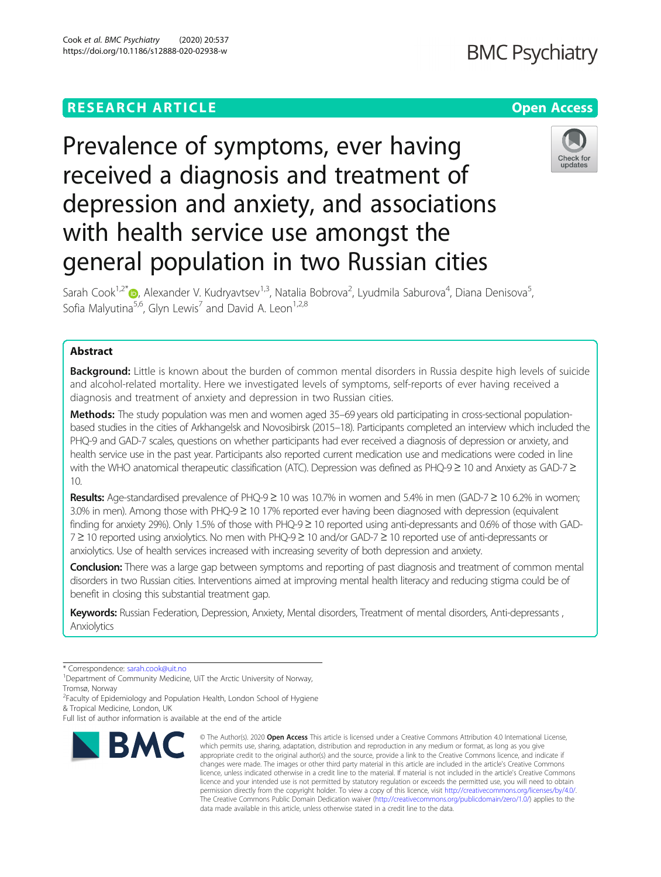RESEARCH ARTICLE

Open Access

# Prevalence of symptoms, ever having received a diagnosis and treatment of depression and anxiety, and associations with health service use amongst the general population in two Russian cities

Sarah Cook[1,2*], Alexander V. Kudryavtsev[1,3], Natalia Bobrova[2], Lyudmila Saburova[4], Diana Denisova[5], Sofia Malyutina[5,6], Glyn Lewis[7] and David A. Leon[1,2,8]

## Abstract

**Background:** Little is known about the burden of common mental disorders in Russia despite high levels of suicide and alcohol-related mortality. Here we investigated levels of symptoms, self-reports of ever having received a diagnosis and treatment of anxiety and depression in two Russian cities.

**Methods:** The study population was men and women aged 35–69 years old participating in cross-sectional population-based studies in the cities of Arkhangelsk and Novosibirsk (2015–18). Participants completed an interview which included the PHQ-9 and GAD-7 scales, questions on whether participants had ever received a diagnosis of depression or anxiety, and health service use in the past year. Participants also reported current medication use and medications were coded in line with the WHO anatomical therapeutic classification (ATC). Depression was defined as PHQ-9 ≥ 10 and Anxiety as GAD-7 ≥ 10.

**Results:** Age-standardised prevalence of PHQ-9 ≥ 10 was 10.7% in women and 5.4% in men (GAD-7 ≥ 10 6.2% in women; 3.0% in men). Among those with PHQ-9 ≥ 10 17% reported ever having been diagnosed with depression (equivalent finding for anxiety 29%). Only 1.5% of those with PHQ-9 ≥ 10 reported using anti-depressants and 0.6% of those with GAD-7 ≥ 10 reported using anxiolytics. No men with PHQ-9 ≥ 10 and/or GAD-7 ≥ 10 reported use of anti-depressants or anxiolytics. Use of health services increased with increasing severity of both depression and anxiety.

**Conclusion:** There was a large gap between symptoms and reporting of past diagnosis and treatment of common mental disorders in two Russian cities. Interventions aimed at improving mental health literacy and reducing stigma could be of benefit in closing this substantial treatment gap.

**Keywords:** Russian Federation, Depression, Anxiety, Mental disorders, Treatment of mental disorders, Anti-depressants , Anxiolytics

---

\* Correspondence: sarah.cook@uit.no

[1]Department of Community Medicine, UiT the Arctic University of Norway, Tromsø, Norway

[2]Faculty of Epidemiology and Population Health, London School of Hygiene & Tropical Medicine, London, UK

Full list of author information is available at the end of the article

© The Author(s). 2020 **Open Access** This article is licensed under a Creative Commons Attribution 4.0 International License, which permits use, sharing, adaptation, distribution and reproduction in any medium or format, as long as you give appropriate credit to the original author(s) and the source, provide a link to the Creative Commons licence, and indicate if changes were made. The images or other third party material in this article are included in the article's Creative Commons licence, unless indicated otherwise in a credit line to the material. If material is not included in the article's Creative Commons licence and your intended use is not permitted by statutory regulation or exceeds the permitted use, you will need to obtain permission directly from the copyright holder. To view a copy of this licence, visit http://creativecommons.org/licenses/by/4.0/. The Creative Commons Public Domain Dedication waiver (http://creativecommons.org/publicdomain/zero/1.0/) applies to the data made available in this article, unless otherwise stated in a credit line to the data.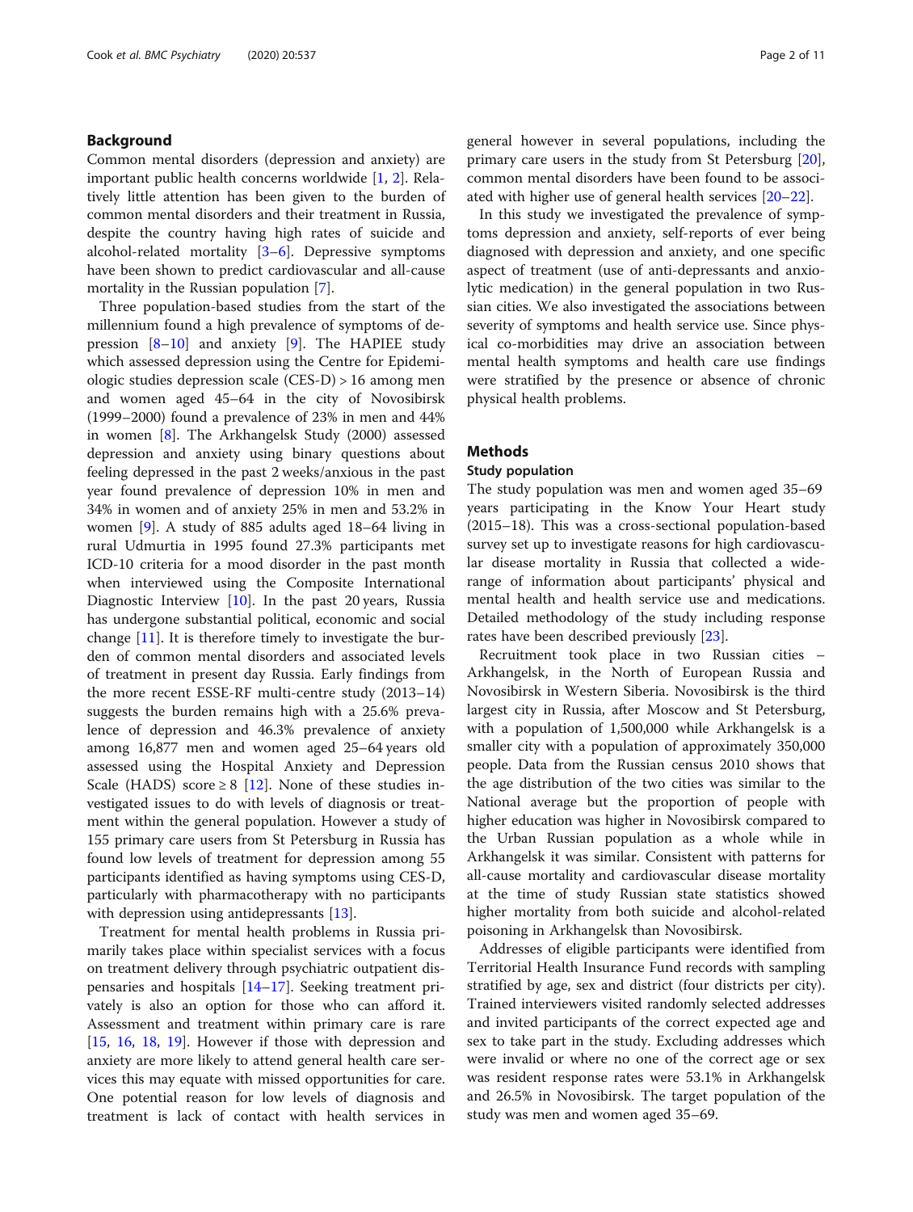## Background

Common mental disorders (depression and anxiety) are important public health concerns worldwide [1, 2]. Relatively little attention has been given to the burden of common mental disorders and their treatment in Russia, despite the country having high rates of suicide and alcohol-related mortality [3–6]. Depressive symptoms have been shown to predict cardiovascular and all-cause mortality in the Russian population [7].

Three population-based studies from the start of the millennium found a high prevalence of symptoms of depression [8–10] and anxiety [9]. The HAPIEE study which assessed depression using the Centre for Epidemiologic studies depression scale (CES-D) > 16 among men and women aged 45–64 in the city of Novosibirsk (1999–2000) found a prevalence of 23% in men and 44% in women [8]. The Arkhangelsk Study (2000) assessed depression and anxiety using binary questions about feeling depressed in the past 2 weeks/anxious in the past year found prevalence of depression 10% in men and 34% in women and of anxiety 25% in men and 53.2% in women [9]. A study of 885 adults aged 18–64 living in rural Udmurtia in 1995 found 27.3% participants met ICD-10 criteria for a mood disorder in the past month when interviewed using the Composite International Diagnostic Interview [10]. In the past 20 years, Russia has undergone substantial political, economic and social change [11]. It is therefore timely to investigate the burden of common mental disorders and associated levels of treatment in present day Russia. Early findings from the more recent ESSE-RF multi-centre study (2013–14) suggests the burden remains high with a 25.6% prevalence of depression and 46.3% prevalence of anxiety among 16,877 men and women aged 25–64 years old assessed using the Hospital Anxiety and Depression Scale (HADS) score ≥ 8 [12]. None of these studies investigated issues to do with levels of diagnosis or treatment within the general population. However a study of 155 primary care users from St Petersburg in Russia has found low levels of treatment for depression among 55 participants identified as having symptoms using CES-D, particularly with pharmacotherapy with no participants with depression using antidepressants [13].

Treatment for mental health problems in Russia primarily takes place within specialist services with a focus on treatment delivery through psychiatric outpatient dispensaries and hospitals [14–17]. Seeking treatment privately is also an option for those who can afford it. Assessment and treatment within primary care is rare [15, 16, 18, 19]. However if those with depression and anxiety are more likely to attend general health care services this may equate with missed opportunities for care. One potential reason for low levels of diagnosis and treatment is lack of contact with health services in general however in several populations, including the primary care users in the study from St Petersburg [20], common mental disorders have been found to be associated with higher use of general health services [20–22].

In this study we investigated the prevalence of symptoms depression and anxiety, self-reports of ever being diagnosed with depression and anxiety, and one specific aspect of treatment (use of anti-depressants and anxiolytic medication) in the general population in two Russian cities. We also investigated the associations between severity of symptoms and health service use. Since physical co-morbidities may drive an association between mental health symptoms and health care use findings were stratified by the presence or absence of chronic physical health problems.

## Methods

### Study population

The study population was men and women aged 35–69 years participating in the Know Your Heart study (2015–18). This was a cross-sectional population-based survey set up to investigate reasons for high cardiovascular disease mortality in Russia that collected a wide-range of information about participants' physical and mental health and health service use and medications. Detailed methodology of the study including response rates have been described previously [23].

Recruitment took place in two Russian cities – Arkhangelsk, in the North of European Russia and Novosibirsk in Western Siberia. Novosibirsk is the third largest city in Russia, after Moscow and St Petersburg, with a population of 1,500,000 while Arkhangelsk is a smaller city with a population of approximately 350,000 people. Data from the Russian census 2010 shows that the age distribution of the two cities was similar to the National average but the proportion of people with higher education was higher in Novosibirsk compared to the Urban Russian population as a whole while in Arkhangelsk it was similar. Consistent with patterns for all-cause mortality and cardiovascular disease mortality at the time of study Russian state statistics showed higher mortality from both suicide and alcohol-related poisoning in Arkhangelsk than Novosibirsk.

Addresses of eligible participants were identified from Territorial Health Insurance Fund records with sampling stratified by age, sex and district (four districts per city). Trained interviewers visited randomly selected addresses and invited participants of the correct expected age and sex to take part in the study. Excluding addresses which were invalid or where no one of the correct age or sex was resident response rates were 53.1% in Arkhangelsk and 26.5% in Novosibirsk. The target population of the study was men and women aged 35–69.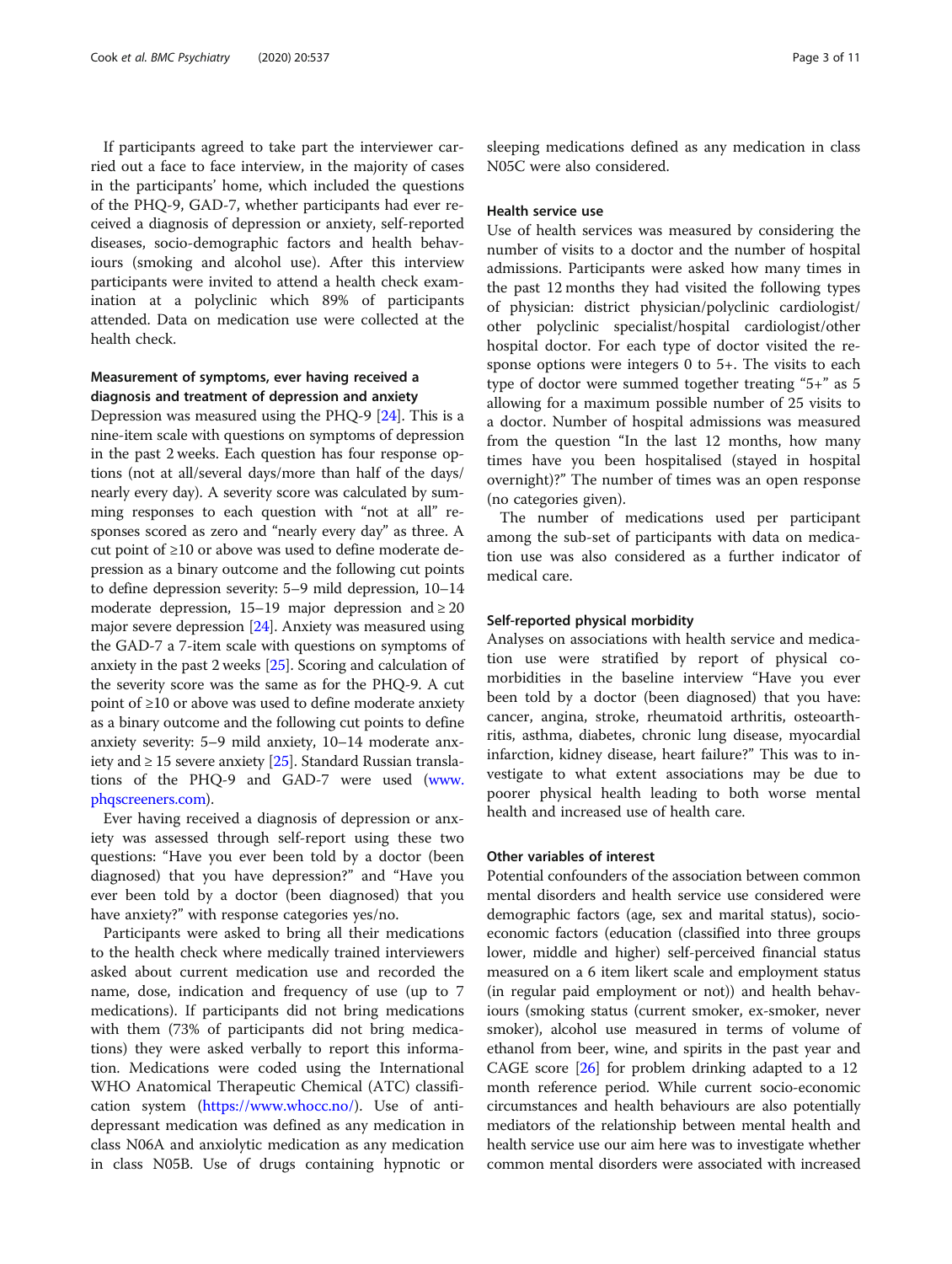If participants agreed to take part the interviewer carried out a face to face interview, in the majority of cases in the participants' home, which included the questions of the PHQ-9, GAD-7, whether participants had ever received a diagnosis of depression or anxiety, self-reported diseases, socio-demographic factors and health behaviours (smoking and alcohol use). After this interview participants were invited to attend a health check examination at a polyclinic which 89% of participants attended. Data on medication use were collected at the health check.

### Measurement of symptoms, ever having received a diagnosis and treatment of depression and anxiety

Depression was measured using the PHQ-9 [24]. This is a nine-item scale with questions on symptoms of depression in the past 2 weeks. Each question has four response options (not at all/several days/more than half of the days/nearly every day). A severity score was calculated by summing responses to each question with "not at all" responses scored as zero and "nearly every day" as three. A cut point of ≥10 or above was used to define moderate depression as a binary outcome and the following cut points to define depression severity: 5–9 mild depression, 10–14 moderate depression, 15–19 major depression and ≥ 20 major severe depression [24]. Anxiety was measured using the GAD-7 a 7-item scale with questions on symptoms of anxiety in the past 2 weeks [25]. Scoring and calculation of the severity score was the same as for the PHQ-9. A cut point of ≥10 or above was used to define moderate anxiety as a binary outcome and the following cut points to define anxiety severity: 5–9 mild anxiety, 10–14 moderate anxiety and ≥ 15 severe anxiety [25]. Standard Russian translations of the PHQ-9 and GAD-7 were used (www.phqscreeners.com).

Ever having received a diagnosis of depression or anxiety was assessed through self-report using these two questions: "Have you ever been told by a doctor (been diagnosed) that you have depression?" and "Have you ever been told by a doctor (been diagnosed) that you have anxiety?" with response categories yes/no.

Participants were asked to bring all their medications to the health check where medically trained interviewers asked about current medication use and recorded the name, dose, indication and frequency of use (up to 7 medications). If participants did not bring medications with them (73% of participants did not bring medications) they were asked verbally to report this information. Medications were coded using the International WHO Anatomical Therapeutic Chemical (ATC) classification system (https://www.whocc.no/). Use of antidepressant medication was defined as any medication in class N06A and anxiolytic medication as any medication in class N05B. Use of drugs containing hypnotic or sleeping medications defined as any medication in class N05C were also considered.

### Health service use

Use of health services was measured by considering the number of visits to a doctor and the number of hospital admissions. Participants were asked how many times in the past 12 months they had visited the following types of physician: district physician/polyclinic cardiologist/other polyclinic specialist/hospital cardiologist/other hospital doctor. For each type of doctor visited the response options were integers 0 to 5+. The visits to each type of doctor were summed together treating "5+" as 5 allowing for a maximum possible number of 25 visits to a doctor. Number of hospital admissions was measured from the question "In the last 12 months, how many times have you been hospitalised (stayed in hospital overnight)?" The number of times was an open response (no categories given).

The number of medications used per participant among the sub-set of participants with data on medication use was also considered as a further indicator of medical care.

### Self-reported physical morbidity

Analyses on associations with health service and medication use were stratified by report of physical co-morbidities in the baseline interview "Have you ever been told by a doctor (been diagnosed) that you have: cancer, angina, stroke, rheumatoid arthritis, osteoarthritis, asthma, diabetes, chronic lung disease, myocardial infarction, kidney disease, heart failure?" This was to investigate to what extent associations may be due to poorer physical health leading to both worse mental health and increased use of health care.

### Other variables of interest

Potential confounders of the association between common mental disorders and health service use considered were demographic factors (age, sex and marital status), socio-economic factors (education (classified into three groups lower, middle and higher) self-perceived financial status measured on a 6 item likert scale and employment status (in regular paid employment or not)) and health behaviours (smoking status (current smoker, ex-smoker, never smoker), alcohol use measured in terms of volume of ethanol from beer, wine, and spirits in the past year and CAGE score [26] for problem drinking adapted to a 12 month reference period. While current socio-economic circumstances and health behaviours are also potentially mediators of the relationship between mental health and health service use our aim here was to investigate whether common mental disorders were associated with increased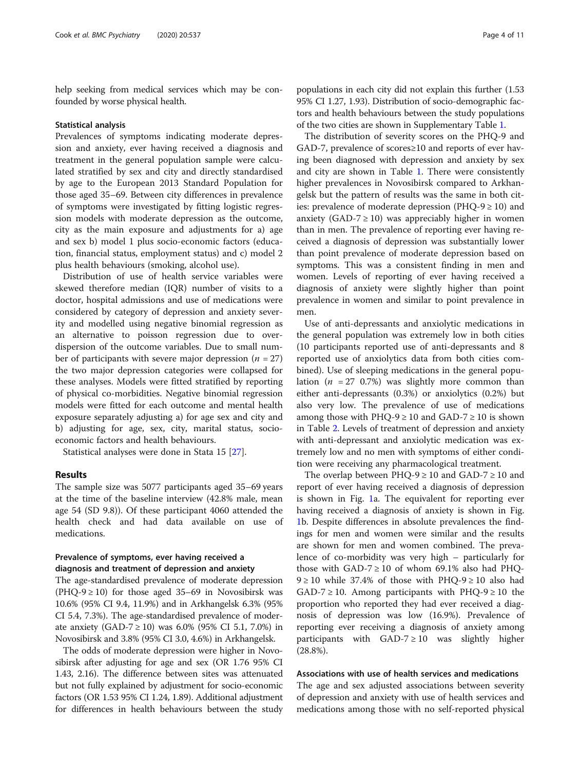help seeking from medical services which may be confounded by worse physical health.

### Statistical analysis

Prevalences of symptoms indicating moderate depression and anxiety, ever having received a diagnosis and treatment in the general population sample were calculated stratified by sex and city and directly standardised by age to the European 2013 Standard Population for those aged 35–69. Between city differences in prevalence of symptoms were investigated by fitting logistic regression models with moderate depression as the outcome, city as the main exposure and adjustments for a) age and sex b) model 1 plus socio-economic factors (education, financial status, employment status) and c) model 2 plus health behaviours (smoking, alcohol use).

Distribution of use of health service variables were skewed therefore median (IQR) number of visits to a doctor, hospital admissions and use of medications were considered by category of depression and anxiety severity and modelled using negative binomial regression as an alternative to poisson regression due to overdispersion of the outcome variables. Due to small number of participants with severe major depression ($n$ = 27) the two major depression categories were collapsed for these analyses. Models were fitted stratified by reporting of physical co-morbidities. Negative binomial regression models were fitted for each outcome and mental health exposure separately adjusting a) for age sex and city and b) adjusting for age, sex, city, marital status, socio-economic factors and health behaviours.

Statistical analyses were done in Stata 15 [27].

## Results

The sample size was 5077 participants aged 35–69 years at the time of the baseline interview (42.8% male, mean age 54 (SD 9.8)). Of these participant 4060 attended the health check and had data available on use of medications.

### Prevalence of symptoms, ever having received a diagnosis and treatment of depression and anxiety

The age-standardised prevalence of moderate depression (PHQ-9 ≥ 10) for those aged 35–69 in Novosibirsk was 10.6% (95% CI 9.4, 11.9%) and in Arkhangelsk 6.3% (95% CI 5.4, 7.3%). The age-standardised prevalence of moderate anxiety (GAD-7 ≥ 10) was 6.0% (95% CI 5.1, 7.0%) in Novosibirsk and 3.8% (95% CI 3.0, 4.6%) in Arkhangelsk.

The odds of moderate depression were higher in Novosibirsk after adjusting for age and sex (OR 1.76 95% CI 1.43, 2.16). The difference between sites was attenuated but not fully explained by adjustment for socio-economic factors (OR 1.53 95% CI 1.24, 1.89). Additional adjustment for differences in health behaviours between the study populations in each city did not explain this further (1.53 95% CI 1.27, 1.93). Distribution of socio-demographic factors and health behaviours between the study populations of the two cities are shown in Supplementary Table 1.

The distribution of severity scores on the PHQ-9 and GAD-7, prevalence of scores≥10 and reports of ever having been diagnosed with depression and anxiety by sex and city are shown in Table 1. There were consistently higher prevalences in Novosibirsk compared to Arkhangelsk but the pattern of results was the same in both cities: prevalence of moderate depression (PHQ-9 ≥ 10) and anxiety (GAD-7 ≥ 10) was appreciably higher in women than in men. The prevalence of reporting ever having received a diagnosis of depression was substantially lower than point prevalence of moderate depression based on symptoms. This was a consistent finding in men and women. Levels of reporting of ever having received a diagnosis of anxiety were slightly higher than point prevalence in women and similar to point prevalence in men.

Use of anti-depressants and anxiolytic medications in the general population was extremely low in both cities (10 participants reported use of anti-depressants and 8 reported use of anxiolytics data from both cities combined). Use of sleeping medications in the general population ($n$ = 27 0.7%) was slightly more common than either anti-depressants (0.3%) or anxiolytics (0.2%) but also very low. The prevalence of use of medications among those with PHQ-9 ≥ 10 and GAD-7 ≥ 10 is shown in Table 2. Levels of treatment of depression and anxiety with anti-depressant and anxiolytic medication was extremely low and no men with symptoms of either condition were receiving any pharmacological treatment.

The overlap between PHQ-9 ≥ 10 and GAD-7 ≥ 10 and report of ever having received a diagnosis of depression is shown in Fig. 1a. The equivalent for reporting ever having received a diagnosis of anxiety is shown in Fig. 1b. Despite differences in absolute prevalences the findings for men and women were similar and the results are shown for men and women combined. The prevalence of co-morbidity was very high – particularly for those with GAD-7 ≥ 10 of whom 69.1% also had PHQ-9 ≥ 10 while 37.4% of those with PHQ-9 ≥ 10 also had GAD-7 ≥ 10. Among participants with PHQ-9 ≥ 10 the proportion who reported they had ever received a diagnosis of depression was low (16.9%). Prevalence of reporting ever receiving a diagnosis of anxiety among participants with GAD-7 ≥ 10 was slightly higher (28.8%).

### Associations with use of health services and medications

The age and sex adjusted associations between severity of depression and anxiety with use of health services and medications among those with no self-reported physical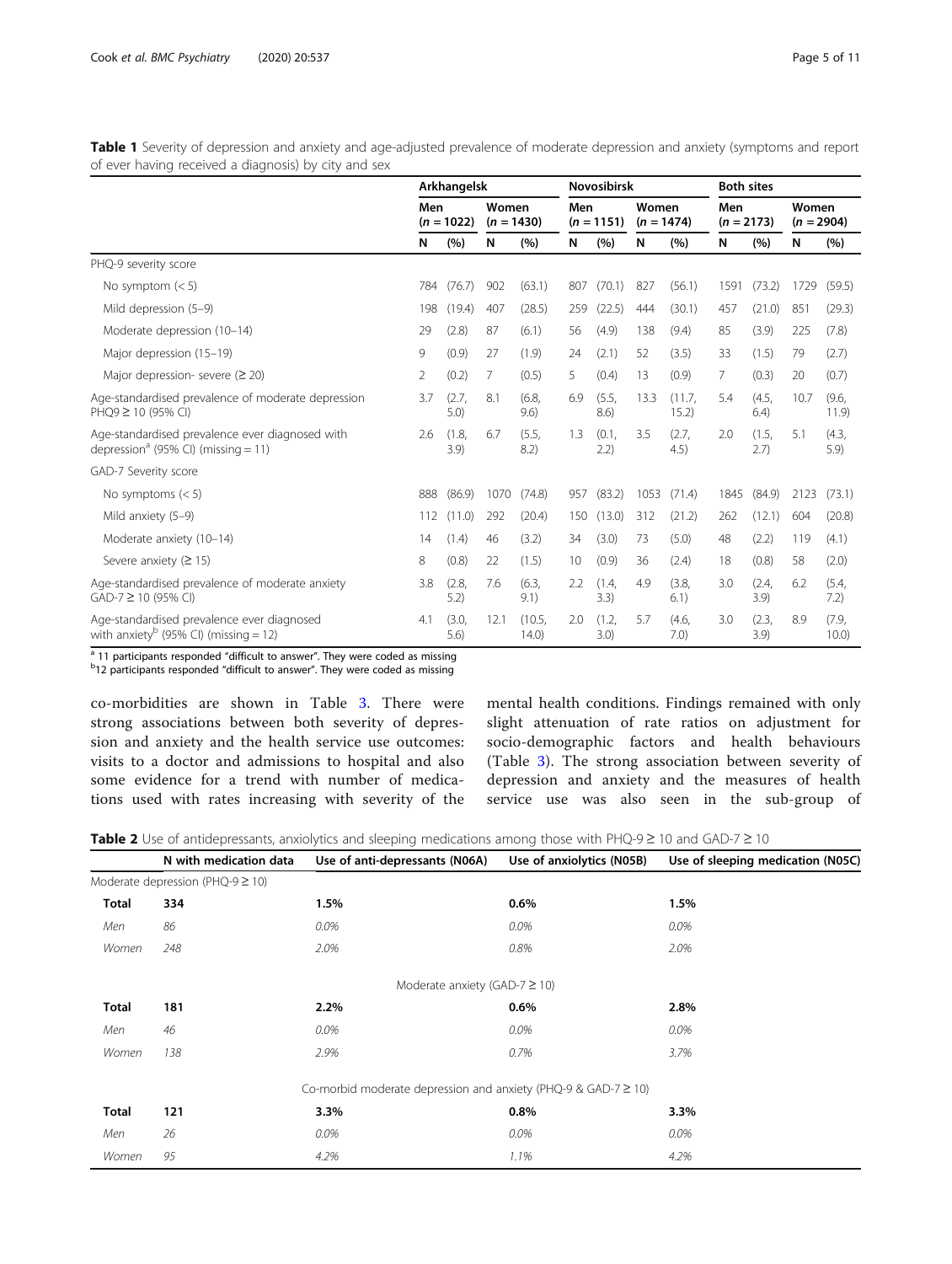**Table 1** Severity of depression and anxiety and age-adjusted prevalence of moderate depression and anxiety (symptoms and report of ever having received a diagnosis) by city and sex

| | Arkhangelsk | | | | Novosibirsk | | | | Both sites | | | |
|---|---|---|---|---|---|---|---|---|---|---|---|---|
| | Men (*n* = 1022) | | Women (*n* = 1430) | | Men (*n* = 1151) | | Women (*n* = 1474) | | Men (*n* = 2173) | | Women (*n* = 2904) | |
| | N | (%) | N | (%) | N | (%) | N | (%) | N | (%) | N | (%) |
| PHQ-9 severity score | | | | | | | | | | | | |
| No symptom (< 5) | 784 | (76.7) | 902 | (63.1) | 807 | (70.1) | 827 | (56.1) | 1591 | (73.2) | 1729 | (59.5) |
| Mild depression (5–9) | 198 | (19.4) | 407 | (28.5) | 259 | (22.5) | 444 | (30.1) | 457 | (21.0) | 851 | (29.3) |
| Moderate depression (10–14) | 29 | (2.8) | 87 | (6.1) | 56 | (4.9) | 138 | (9.4) | 85 | (3.9) | 225 | (7.8) |
| Major depression (15–19) | 9 | (0.9) | 27 | (1.9) | 24 | (2.1) | 52 | (3.5) | 33 | (1.5) | 79 | (2.7) |
| Major depression- severe (≥ 20) | 2 | (0.2) | 7 | (0.5) | 5 | (0.4) | 13 | (0.9) | 7 | (0.3) | 20 | (0.7) |
| Age-standardised prevalence of moderate depression PHQ9 ≥ 10 (95% CI) | 3.7 | (2.7, 5.0) | 8.1 | (6.8, 9.6) | 6.9 | (5.5, 8.6) | 13.3 | (11.7, 15.2) | 5.4 | (4.5, 6.4) | 10.7 | (9.6, 11.9) |
| Age-standardised prevalence ever diagnosed with depression[a] (95% CI) (missing = 11) | 2.6 | (1.8, 3.9) | 6.7 | (5.5, 8.2) | 1.3 | (0.1, 2.2) | 3.5 | (2.7, 4.5) | 2.0 | (1.5, 2.7) | 5.1 | (4.3, 5.9) |
| GAD-7 Severity score | | | | | | | | | | | | |
| No symptoms (< 5) | 888 | (86.9) | 1070 | (74.8) | 957 | (83.2) | 1053 | (71.4) | 1845 | (84.9) | 2123 | (73.1) |
| Mild anxiety (5–9) | 112 | (11.0) | 292 | (20.4) | 150 | (13.0) | 312 | (21.2) | 262 | (12.1) | 604 | (20.8) |
| Moderate anxiety (10–14) | 14 | (1.4) | 46 | (3.2) | 34 | (3.0) | 73 | (5.0) | 48 | (2.2) | 119 | (4.1) |
| Severe anxiety (≥ 15) | 8 | (0.8) | 22 | (1.5) | 10 | (0.9) | 36 | (2.4) | 18 | (0.8) | 58 | (2.0) |
| Age-standardised prevalence of moderate anxiety GAD-7 ≥ 10 (95% CI) | 3.8 | (2.8, 5.2) | 7.6 | (6.3, 9.1) | 2.2 | (1.4, 3.3) | 4.9 | (3.8, 6.1) | 3.0 | (2.4, 3.9) | 6.2 | (5.4, 7.2) |
| Age-standardised prevalence ever diagnosed with anxiety[b] (95% CI) (missing = 12) | 4.1 | (3.0, 5.6) | 12.1 | (10.5, 14.0) | 2.0 | (1.2, 3.0) | 5.7 | (4.6, 7.0) | 3.0 | (2.3, 3.9) | 8.9 | (7.9, 10.0) |

[a] 11 participants responded "difficult to answer". They were coded as missing
[b] 12 participants responded "difficult to answer". They were coded as missing

co-morbidities are shown in Table 3. There were strong associations between both severity of depression and anxiety and the health service use outcomes: visits to a doctor and admissions to hospital and also some evidence for a trend with number of medications used with rates increasing with severity of the mental health conditions. Findings remained with only slight attenuation of rate ratios on adjustment for socio-demographic factors and health behaviours (Table 3). The strong association between severity of depression and anxiety and the measures of health service use was also seen in the sub-group of

**Table 2** Use of antidepressants, anxiolytics and sleeping medications among those with PHQ-9 ≥ 10 and GAD-7 ≥ 10

| | N with medication data | Use of anti-depressants (N06A) | Use of anxiolytics (N05B) | Use of sleeping medication (N05C) |
|---|---|---|---|---|
| Moderate depression (PHQ-9 ≥ 10) | | | | |
| **Total** | **334** | **1.5%** | **0.6%** | **1.5%** |
| *Men* | *86* | *0.0%* | *0.0%* | *0.0%* |
| *Women* | *248* | *2.0%* | *0.8%* | *2.0%* |
| Moderate anxiety (GAD-7 ≥ 10) | | | | |
| **Total** | **181** | **2.2%** | **0.6%** | **2.8%** |
| *Men* | *46* | *0.0%* | *0.0%* | *0.0%* |
| *Women* | *138* | *2.9%* | *0.7%* | *3.7%* |
| Co-morbid moderate depression and anxiety (PHQ-9 & GAD-7 ≥ 10) | | | | |
| **Total** | **121** | **3.3%** | **0.8%** | **3.3%** |
| *Men* | *26* | *0.0%* | *0.0%* | *0.0%* |
| *Women* | *95* | *4.2%* | *1.1%* | *4.2%* |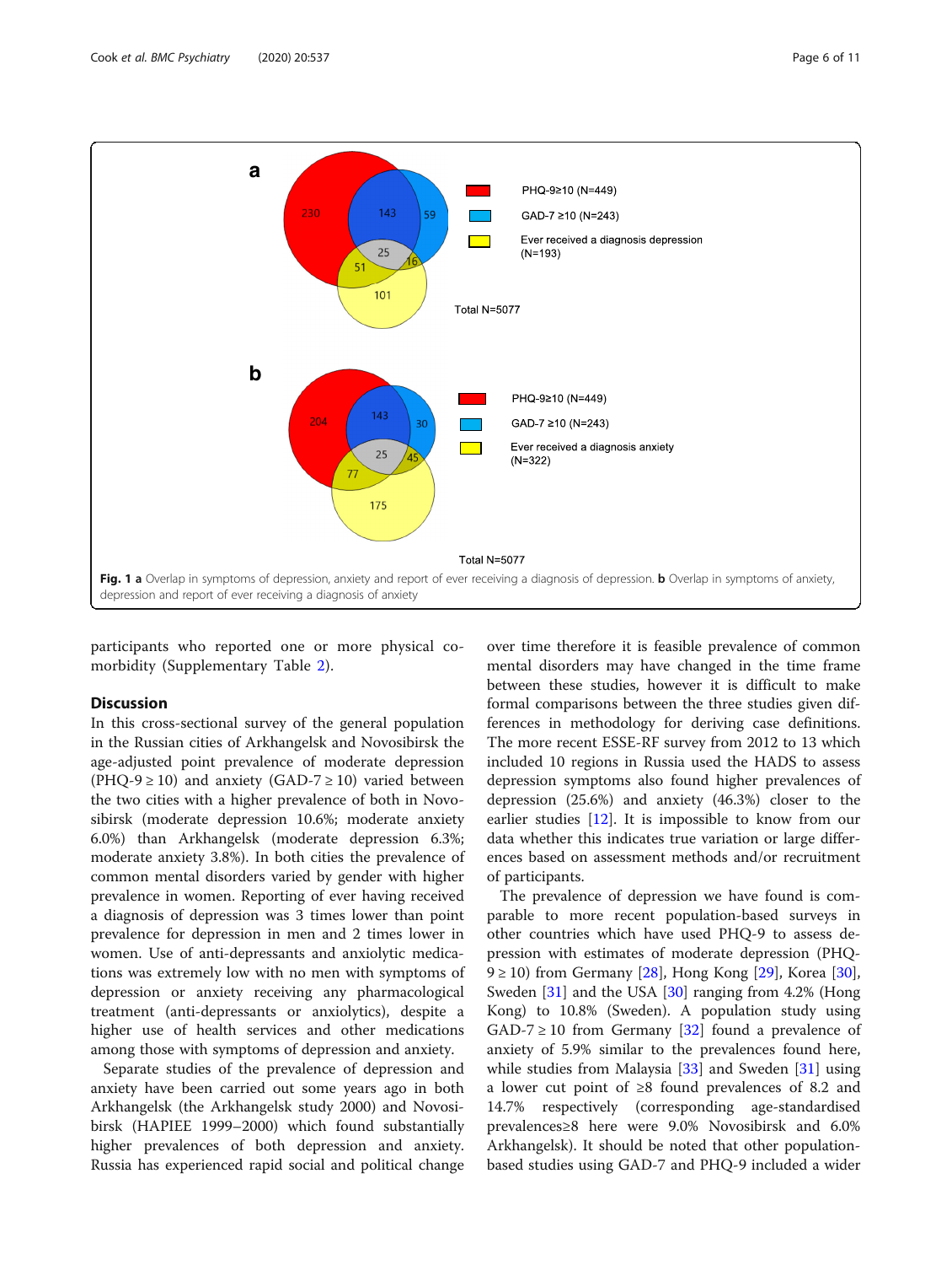Fig. 1 **a** Overlap in symptoms of depression, anxiety and report of ever receiving a diagnosis of depression. **b** Overlap in symptoms of anxiety, depression and report of ever receiving a diagnosis of anxiety

participants who reported one or more physical co-morbidity (Supplementary Table 2).

## Discussion

In this cross-sectional survey of the general population in the Russian cities of Arkhangelsk and Novosibirsk the age-adjusted point prevalence of moderate depression (PHQ-9 ≥ 10) and anxiety (GAD-7 ≥ 10) varied between the two cities with a higher prevalence of both in Novosibirsk (moderate depression 10.6%; moderate anxiety 6.0%) than Arkhangelsk (moderate depression 6.3%; moderate anxiety 3.8%). In both cities the prevalence of common mental disorders varied by gender with higher prevalence in women. Reporting of ever having received a diagnosis of depression was 3 times lower than point prevalence for depression in men and 2 times lower in women. Use of anti-depressants and anxiolytic medications was extremely low with no men with symptoms of depression or anxiety receiving any pharmacological treatment (anti-depressants or anxiolytics), despite a higher use of health services and other medications among those with symptoms of depression and anxiety.

Separate studies of the prevalence of depression and anxiety have been carried out some years ago in both Arkhangelsk (the Arkhangelsk study 2000) and Novosibirsk (HAPIEE 1999–2000) which found substantially higher prevalences of both depression and anxiety. Russia has experienced rapid social and political change over time therefore it is feasible prevalence of common mental disorders may have changed in the time frame between these studies, however it is difficult to make formal comparisons between the three studies given differences in methodology for deriving case definitions. The more recent ESSE-RF survey from 2012 to 13 which included 10 regions in Russia used the HADS to assess depression symptoms also found higher prevalences of depression (25.6%) and anxiety (46.3%) closer to the earlier studies [12]. It is impossible to know from our data whether this indicates true variation or large differences based on assessment methods and/or recruitment of participants.

The prevalence of depression we have found is comparable to more recent population-based surveys in other countries which have used PHQ-9 to assess depression with estimates of moderate depression (PHQ-9 ≥ 10) from Germany [28], Hong Kong [29], Korea [30], Sweden [31] and the USA [30] ranging from 4.2% (Hong Kong) to 10.8% (Sweden). A population study using GAD-7 ≥ 10 from Germany [32] found a prevalence of anxiety of 5.9% similar to the prevalences found here, while studies from Malaysia [33] and Sweden [31] using a lower cut point of ≥8 found prevalences of 8.2 and 14.7% respectively (corresponding age-standardised prevalences≥8 here were 9.0% Novosibirsk and 6.0% Arkhangelsk). It should be noted that other population-based studies using GAD-7 and PHQ-9 included a wider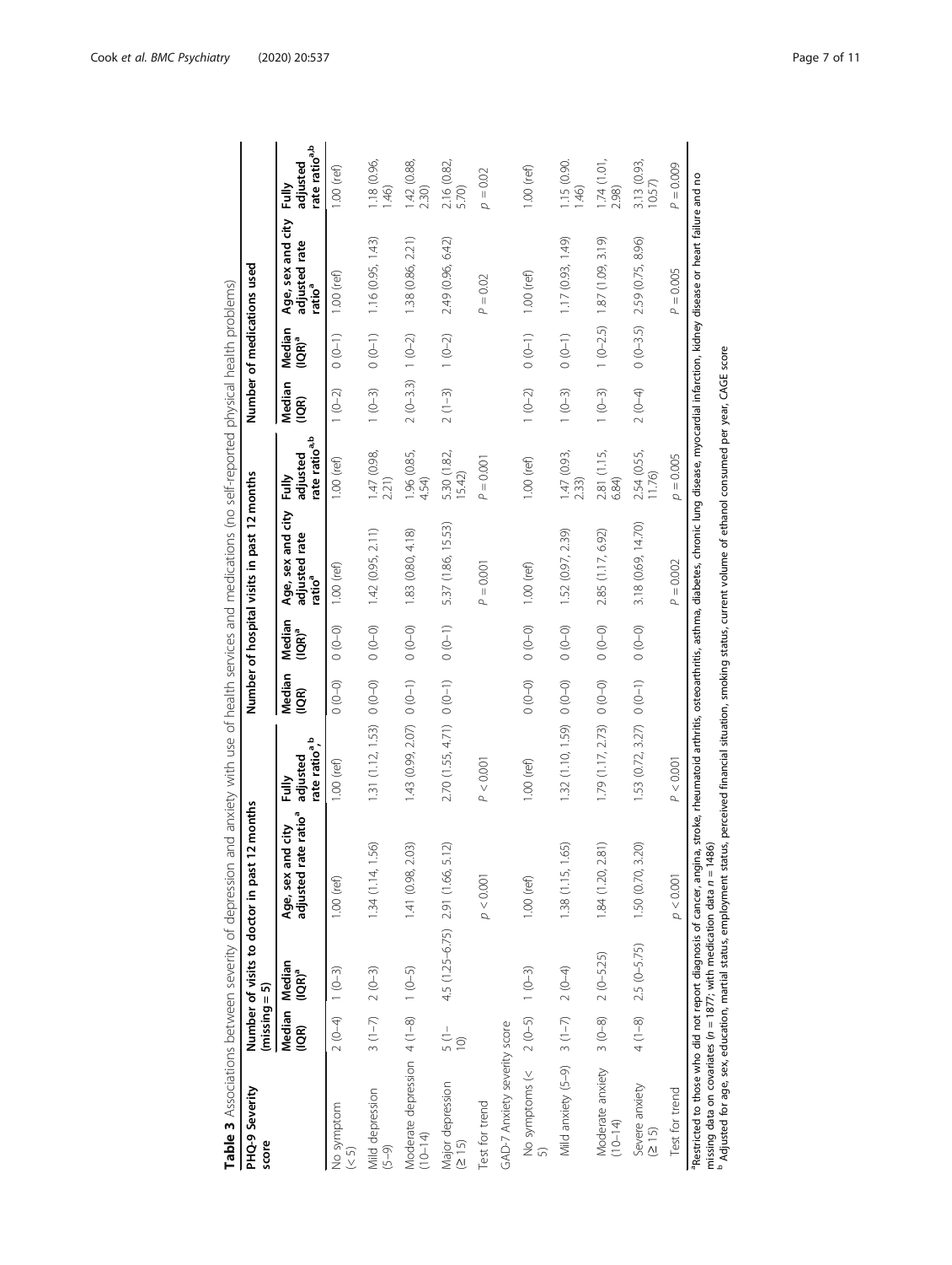**Table 3** Associations between severity of depression and anxiety with use of health services and medications (no self-reported physical health problems)

| PHQ-9 Severity score | Number of visits to doctor in past 12 months (missing = 5) | | | | Number of hospital visits in past 12 months | | | | Number of medications used | | | |
|---|---|---|---|---|---|---|---|---|---|---|---|---|
| | Median (IQR) | Median (IQR)[a] | Age, sex and city adjusted rate ratio[a] | Fully adjusted rate ratio[a,b] | Median (IQR) | Median (IQR)[a] | Age, sex and city adjusted rate ratio[a] | Fully adjusted rate ratio[a,b] | Median (IQR) | Median (IQR)[a] | Age, sex and city adjusted rate ratio[a] | Fully adjusted rate ratio[a,b] |
| No symptom (< 5) | 2 (0–4) | 1 (0–3) | 1.00 (ref) | 1.00 (ref) | 0 (0–0) | 0 (0–0) | 1.00 (ref) | 1.00 (ref) | 1 (0–2) | 0 (0–1) | 1.00 (ref) | 1.00 (ref) |
| Mild depression (5–9) | 3 (1–7) | 2 (0–3) | 1.34 (1.14, 1.56) | 1.31 (1.12, 1.53) | 0 (0–0) | 0 (0–0) | 1.42 (0.95, 2.11) | 1.47 (0.98, 2.21) | 1 (0–3) | 0 (0–1) | 1.16 (0.95, 1.43) | 1.18 (0.96, 1.46) |
| Moderate depression (10–14) | 4 (1–8) | 1 (0–5) | 1.41 (0.98, 2.03) | 1.43 (0.99, 2.07) | 0 (0–1) | 0 (0–0) | 1.83 (0.80, 4.18) | 1.96 (0.85, 4.54) | 2 (0–3.3) | 1 (0–2) | 1.38 (0.86, 2.21) | 1.42 (0.88, 2.30) |
| Major depression (≥ 15) | 5 (1–10) | 4.5 (1.25–6.75) | 2.91 (1.66, 5.12) | 2.70 (1.55, 4.71) | 0 (0–1) | 0 (0–1) | 5.37 (1.86, 15.53) | 5.30 (1.82, 15.42) | 2 (1–3) | 1 (0–2) | 2.49 (0.96, 6.42) | 2.16 (0.82, 5.70) |
| Test for trend | | | $p < 0.001$ | $P < 0.001$ | | | $P = 0.001$ | $P = 0.001$ | | | $P = 0.02$ | $p = 0.02$ |
| GAD-7 Anxiety severity score | | | | | | | | | | | | |
| No symptoms (< 5) | 2 (0–5) | 1 (0–3) | 1.00 (ref) | 1.00 (ref) | 0 (0–0) | 0 (0–0) | 1.00 (ref) | 1.00 (ref) | 1 (0–2) | 0 (0–1) | 1.00 (ref) | 1.00 (ref) |
| Mild anxiety (5–9) | 3 (1–7) | 2 (0–4) | 1.38 (1.15, 1.65) | 1.32 (1.10, 1.59) | 0 (0–0) | 0 (0–0) | 1.52 (0.97, 2.39) | 1.47 (0.93, 2.33) | 1 (0–3) | 0 (0–1) | 1.17 (0.93, 1.49) | 1.15 (0.90. 1.46) |
| Moderate anxiety (10–14) | 3 (0–8) | 2 (0–5.25) | 1.84 (1.20, 2.81) | 1.79 (1.17, 2.73) | 0 (0–0) | 0 (0–0) | 2.85 (1.17, 6.92) | 2.81 (1.15, 6.84) | 1 (0–3) | 1 (0–2.5) | 1.87 (1.09, 3.19) | 1.74 (1.01, 2.98) |
| Severe anxiety (≥ 15) | 4 (1–8) | 2.5 (0–5.75) | 1.50 (0.70, 3.20) | 1.53 (0.72, 3.27) | 0 (0–1) | 0 (0–0) | 3.18 (0.69, 14.70) | 2.54 (0.55, 11.76) | 2 (0–4) | 0 (0–3.5) | 2.59 (0.75, 8.96) | 3.13 (0.93, 10.57) |
| Test for trend | | | $p < 0.001$ | $P < 0.001$ | | | $P = 0.002$ | $p = 0.005$ | | | $P = 0.005$ | $P = 0.009$ |

[a]Restricted to those who did not report diagnosis of cancer, angina, stroke, rheumatoid arthritis, osteoarthritis, asthma, diabetes, chronic lung disease, myocardial infarction, kidney disease or heart failure and no missing data on covariates ($n = 1877$; with medication data $n = 1486$)

[b] Adjusted for age, sex, education, martial status, employment status, perceived financial situation, smoking status, current volume of ethanol consumed per year, CAGE score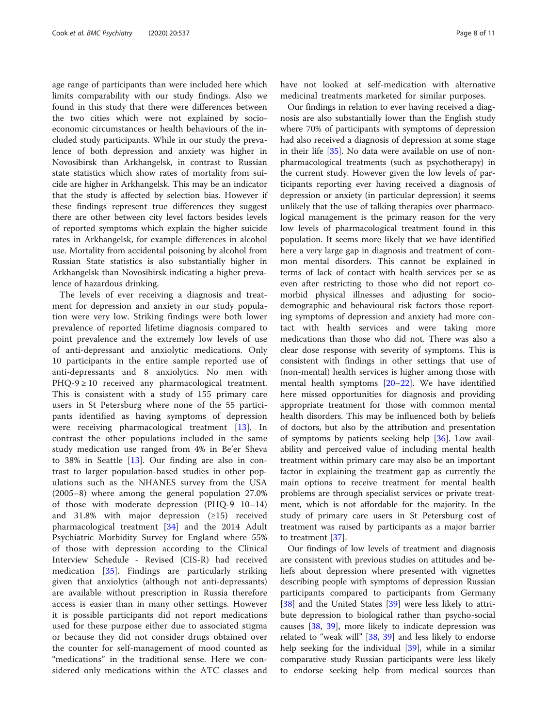age range of participants than were included here which limits comparability with our study findings. Also we found in this study that there were differences between the two cities which were not explained by socio-economic circumstances or health behaviours of the included study participants. While in our study the prevalence of both depression and anxiety was higher in Novosibirsk than Arkhangelsk, in contrast to Russian state statistics which show rates of mortality from suicide are higher in Arkhangelsk. This may be an indicator that the study is affected by selection bias. However if these findings represent true differences they suggest there are other between city level factors besides levels of reported symptoms which explain the higher suicide rates in Arkhangelsk, for example differences in alcohol use. Mortality from accidental poisoning by alcohol from Russian State statistics is also substantially higher in Arkhangelsk than Novosibirsk indicating a higher prevalence of hazardous drinking.

The levels of ever receiving a diagnosis and treatment for depression and anxiety in our study population were very low. Striking findings were both lower prevalence of reported lifetime diagnosis compared to point prevalence and the extremely low levels of use of anti-depressant and anxiolytic medications. Only 10 participants in the entire sample reported use of anti-depressants and 8 anxiolytics. No men with PHQ-9 ≥ 10 received any pharmacological treatment. This is consistent with a study of 155 primary care users in St Petersburg where none of the 55 participants identified as having symptoms of depression were receiving pharmacological treatment [13]. In contrast the other populations included in the same study medication use ranged from 4% in Be'er Sheva to 38% in Seattle [13]. Our finding are also in contrast to larger population-based studies in other populations such as the NHANES survey from the USA (2005–8) where among the general population 27.0% of those with moderate depression (PHQ-9 10–14) and 31.8% with major depression (≥15) received pharmacological treatment [34] and the 2014 Adult Psychiatric Morbidity Survey for England where 55% of those with depression according to the Clinical Interview Schedule - Revised (CIS-R) had received medication [35]. Findings are particularly striking given that anxiolytics (although not anti-depressants) are available without prescription in Russia therefore access is easier than in many other settings. However it is possible participants did not report medications used for these purpose either due to associated stigma or because they did not consider drugs obtained over the counter for self-management of mood counted as "medications" in the traditional sense. Here we considered only medications within the ATC classes and have not looked at self-medication with alternative medicinal treatments marketed for similar purposes.

Our findings in relation to ever having received a diagnosis are also substantially lower than the English study where 70% of participants with symptoms of depression had also received a diagnosis of depression at some stage in their life [35]. No data were available on use of non-pharmacological treatments (such as psychotherapy) in the current study. However given the low levels of participants reporting ever having received a diagnosis of depression or anxiety (in particular depression) it seems unlikely that the use of talking therapies over pharmacological management is the primary reason for the very low levels of pharmacological treatment found in this population. It seems more likely that we have identified here a very large gap in diagnosis and treatment of common mental disorders. This cannot be explained in terms of lack of contact with health services per se as even after restricting to those who did not report co-morbid physical illnesses and adjusting for socio-demographic and behavioural risk factors those reporting symptoms of depression and anxiety had more contact with health services and were taking more medications than those who did not. There was also a clear dose response with severity of symptoms. This is consistent with findings in other settings that use of (non-mental) health services is higher among those with mental health symptoms [20–22]. We have identified here missed opportunities for diagnosis and providing appropriate treatment for those with common mental health disorders. This may be influenced both by beliefs of doctors, but also by the attribution and presentation of symptoms by patients seeking help [36]. Low availability and perceived value of including mental health treatment within primary care may also be an important factor in explaining the treatment gap as currently the main options to receive treatment for mental health problems are through specialist services or private treatment, which is not affordable for the majority. In the study of primary care users in St Petersburg cost of treatment was raised by participants as a major barrier to treatment [37].

Our findings of low levels of treatment and diagnosis are consistent with previous studies on attitudes and beliefs about depression where presented with vignettes describing people with symptoms of depression Russian participants compared to participants from Germany [38] and the United States [39] were less likely to attribute depression to biological rather than psycho-social causes [38, 39], more likely to indicate depression was related to "weak will" [38, 39] and less likely to endorse help seeking for the individual [39], while in a similar comparative study Russian participants were less likely to endorse seeking help from medical sources than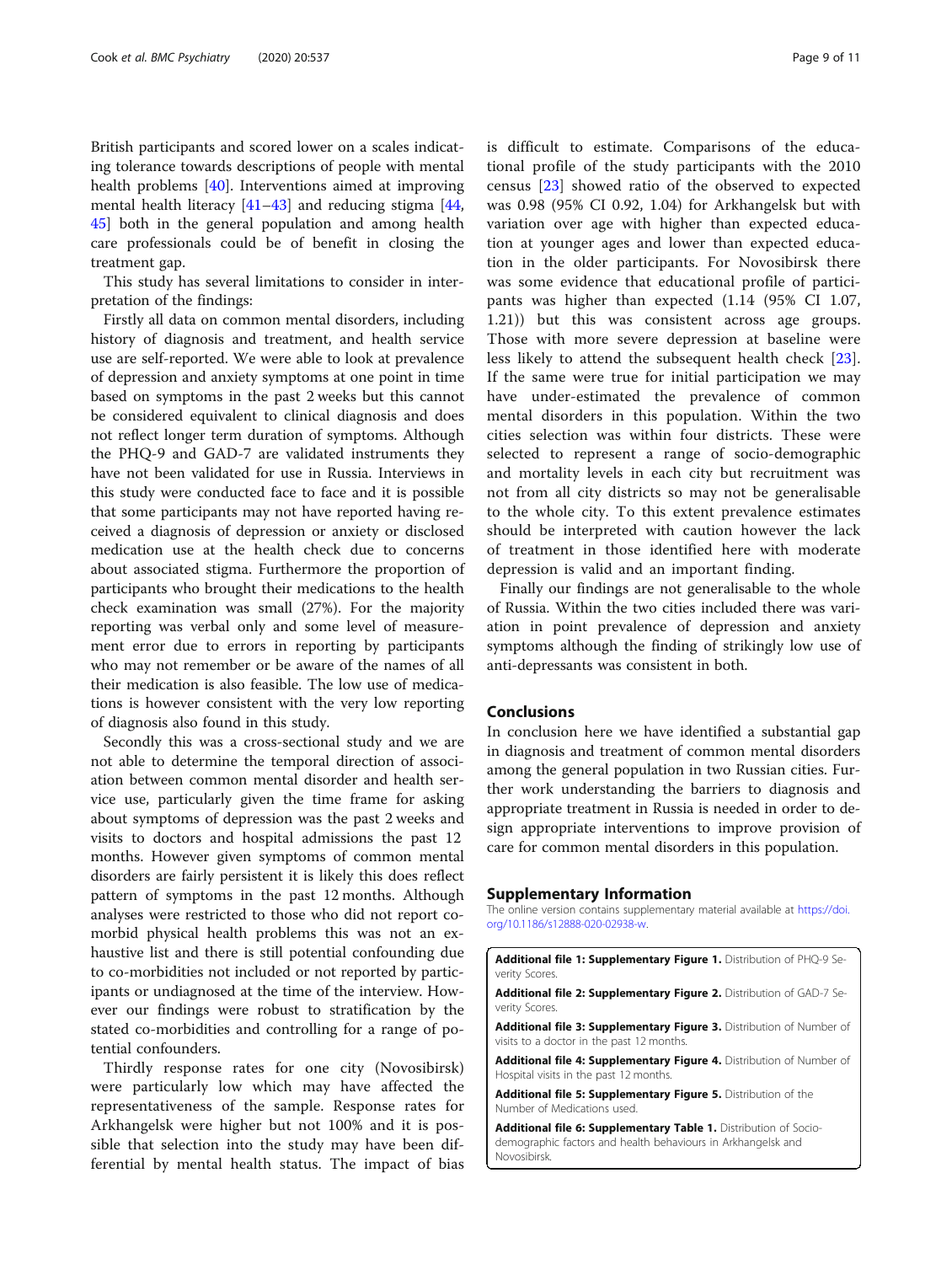British participants and scored lower on a scales indicating tolerance towards descriptions of people with mental health problems [40]. Interventions aimed at improving mental health literacy [41–43] and reducing stigma [44, 45] both in the general population and among health care professionals could be of benefit in closing the treatment gap.

This study has several limitations to consider in interpretation of the findings:

Firstly all data on common mental disorders, including history of diagnosis and treatment, and health service use are self-reported. We were able to look at prevalence of depression and anxiety symptoms at one point in time based on symptoms in the past 2 weeks but this cannot be considered equivalent to clinical diagnosis and does not reflect longer term duration of symptoms. Although the PHQ-9 and GAD-7 are validated instruments they have not been validated for use in Russia. Interviews in this study were conducted face to face and it is possible that some participants may not have reported having received a diagnosis of depression or anxiety or disclosed medication use at the health check due to concerns about associated stigma. Furthermore the proportion of participants who brought their medications to the health check examination was small (27%). For the majority reporting was verbal only and some level of measurement error due to errors in reporting by participants who may not remember or be aware of the names of all their medication is also feasible. The low use of medications is however consistent with the very low reporting of diagnosis also found in this study.

Secondly this was a cross-sectional study and we are not able to determine the temporal direction of association between common mental disorder and health service use, particularly given the time frame for asking about symptoms of depression was the past 2 weeks and visits to doctors and hospital admissions the past 12 months. However given symptoms of common mental disorders are fairly persistent it is likely this does reflect pattern of symptoms in the past 12 months. Although analyses were restricted to those who did not report co-morbid physical health problems this was not an exhaustive list and there is still potential confounding due to co-morbidities not included or not reported by participants or undiagnosed at the time of the interview. However our findings were robust to stratification by the stated co-morbidities and controlling for a range of potential confounders.

Thirdly response rates for one city (Novosibirsk) were particularly low which may have affected the representativeness of the sample. Response rates for Arkhangelsk were higher but not 100% and it is possible that selection into the study may have been differential by mental health status. The impact of bias is difficult to estimate. Comparisons of the educational profile of the study participants with the 2010 census [23] showed ratio of the observed to expected was 0.98 (95% CI 0.92, 1.04) for Arkhangelsk but with variation over age with higher than expected education at younger ages and lower than expected education in the older participants. For Novosibirsk there was some evidence that educational profile of participants was higher than expected (1.14 (95% CI 1.07, 1.21)) but this was consistent across age groups. Those with more severe depression at baseline were less likely to attend the subsequent health check [23]. If the same were true for initial participation we may have under-estimated the prevalence of common mental disorders in this population. Within the two cities selection was within four districts. These were selected to represent a range of socio-demographic and mortality levels in each city but recruitment was not from all city districts so may not be generalisable to the whole city. To this extent prevalence estimates should be interpreted with caution however the lack of treatment in those identified here with moderate depression is valid and an important finding.

Finally our findings are not generalisable to the whole of Russia. Within the two cities included there was variation in point prevalence of depression and anxiety symptoms although the finding of strikingly low use of anti-depressants was consistent in both.

## Conclusions

In conclusion here we have identified a substantial gap in diagnosis and treatment of common mental disorders among the general population in two Russian cities. Further work understanding the barriers to diagnosis and appropriate treatment in Russia is needed in order to design appropriate interventions to improve provision of care for common mental disorders in this population.

## Supplementary Information

The online version contains supplementary material available at https://doi.org/10.1186/s12888-020-02938-w.

**Additional file 1: Supplementary Figure 1.** Distribution of PHQ-9 Severity Scores.

**Additional file 2: Supplementary Figure 2.** Distribution of GAD-7 Severity Scores.

**Additional file 3: Supplementary Figure 3.** Distribution of Number of visits to a doctor in the past 12 months.

**Additional file 4: Supplementary Figure 4.** Distribution of Number of Hospital visits in the past 12 months.

**Additional file 5: Supplementary Figure 5.** Distribution of the Number of Medications used.

**Additional file 6: Supplementary Table 1.** Distribution of Socio-demographic factors and health behaviours in Arkhangelsk and Novosibirsk.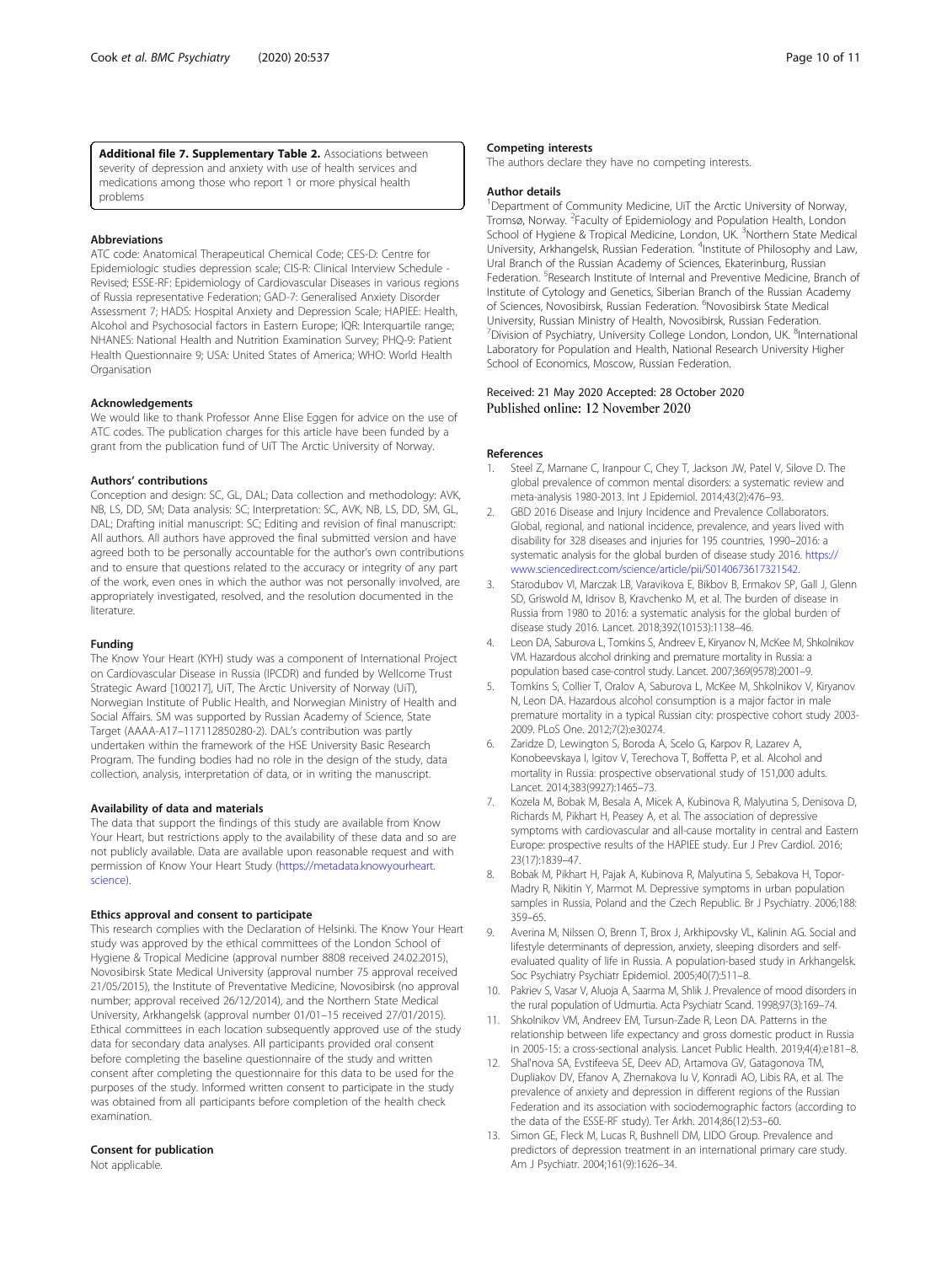**Additional file 7. Supplementary Table 2.** Associations between severity of depression and anxiety with use of health services and medications among those who report 1 or more physical health problems

### Abbreviations

ATC code: Anatomical Therapeutical Chemical Code; CES-D: Centre for Epidemiologic studies depression scale; CIS-R: Clinical Interview Schedule - Revised; ESSE-RF: Epidemiology of Cardiovascular Diseases in various regions of Russia representative Federation; GAD-7: Generalised Anxiety Disorder Assessment 7; HADS: Hospital Anxiety and Depression Scale; HAPIEE: Health, Alcohol and Psychosocial factors in Eastern Europe; IQR: Interquartile range; NHANES: National Health and Nutrition Examination Survey; PHQ-9: Patient Health Questionnaire 9; USA: United States of America; WHO: World Health Organisation

### Acknowledgements

We would like to thank Professor Anne Elise Eggen for advice on the use of ATC codes. The publication charges for this article have been funded by a grant from the publication fund of UiT The Arctic University of Norway.

### Authors' contributions

Conception and design: SC, GL, DAL; Data collection and methodology: AVK, NB, LS, DD, SM; Data analysis: SC; Interpretation: SC, AVK, NB, LS, DD, SM, GL, DAL; Drafting initial manuscript: SC; Editing and revision of final manuscript: All authors. All authors have approved the final submitted version and have agreed both to be personally accountable for the author's own contributions and to ensure that questions related to the accuracy or integrity of any part of the work, even ones in which the author was not personally involved, are appropriately investigated, resolved, and the resolution documented in the literature.

### Funding

The Know Your Heart (KYH) study was a component of International Project on Cardiovascular Disease in Russia (IPCDR) and funded by Wellcome Trust Strategic Award [100217], UiT, The Arctic University of Norway (UiT), Norwegian Institute of Public Health, and Norwegian Ministry of Health and Social Affairs. SM was supported by Russian Academy of Science, State Target (AAAA-A17–117112850280-2). DAL's contribution was partly undertaken within the framework of the HSE University Basic Research Program. The funding bodies had no role in the design of the study, data collection, analysis, interpretation of data, or in writing the manuscript.

### Availability of data and materials

The data that support the findings of this study are available from Know Your Heart, but restrictions apply to the availability of these data and so are not publicly available. Data are available upon reasonable request and with permission of Know Your Heart Study (https://metadata.knowyourheart.science).

### Ethics approval and consent to participate

This research complies with the Declaration of Helsinki. The Know Your Heart study was approved by the ethical committees of the London School of Hygiene & Tropical Medicine (approval number 8808 received 24.02.2015), Novosibirsk State Medical University (approval number 75 approval received 21/05/2015), the Institute of Preventative Medicine, Novosibirsk (no approval number; approval received 26/12/2014), and the Northern State Medical University, Arkhangelsk (approval number 01/01–15 received 27/01/2015). Ethical committees in each location subsequently approved use of the study data for secondary data analyses. All participants provided oral consent before completing the baseline questionnaire of the study and written consent after completing the questionnaire for this data to be used for the purposes of the study. Informed written consent to participate in the study was obtained from all participants before completion of the health check examination.

### Consent for publication

Not applicable.

### Competing interests

The authors declare they have no competing interests.

### Author details

[1]Department of Community Medicine, UiT the Arctic University of Norway, Tromsø, Norway. [2]Faculty of Epidemiology and Population Health, London School of Hygiene & Tropical Medicine, London, UK. [3]Northern State Medical University, Arkhangelsk, Russian Federation. [4]Institute of Philosophy and Law, Ural Branch of the Russian Academy of Sciences, Ekaterinburg, Russian Federation. [5]Research Institute of Internal and Preventive Medicine, Branch of Institute of Cytology and Genetics, Siberian Branch of the Russian Academy of Sciences, Novosibirsk, Russian Federation. [6]Novosibirsk State Medical University, Russian Ministry of Health, Novosibirsk, Russian Federation. [7]Division of Psychiatry, University College London, London, UK. [8]International Laboratory for Population and Health, National Research University Higher School of Economics, Moscow, Russian Federation.

Received: 21 May 2020 Accepted: 28 October 2020
Published online: 12 November 2020

### References

1. Steel Z, Marnane C, Iranpour C, Chey T, Jackson JW, Patel V, Silove D. The global prevalence of common mental disorders: a systematic review and meta-analysis 1980-2013. Int J Epidemiol. 2014;43(2):476–93.
2. GBD 2016 Disease and Injury Incidence and Prevalence Collaborators. Global, regional, and national incidence, prevalence, and years lived with disability for 328 diseases and injuries for 195 countries, 1990–2016: a systematic analysis for the global burden of disease study 2016. https://www.sciencedirect.com/science/article/pii/S0140673617321542.
3. Starodubov VI, Marczak LB, Varavikova E, Bikbov B, Ermakov SP, Gall J, Glenn SD, Griswold M, Idrisov B, Kravchenko M, et al. The burden of disease in Russia from 1980 to 2016: a systematic analysis for the global burden of disease study 2016. Lancet. 2018;392(10153):1138–46.
4. Leon DA, Saburova L, Tomkins S, Andreev E, Kiryanov N, McKee M, Shkolnikov VM. Hazardous alcohol drinking and premature mortality in Russia: a population based case-control study. Lancet. 2007;369(9578):2001–9.
5. Tomkins S, Collier T, Oralov A, Saburova L, McKee M, Shkolnikov V, Kiryanov N, Leon DA. Hazardous alcohol consumption is a major factor in male premature mortality in a typical Russian city: prospective cohort study 2003-2009. PLoS One. 2012;7(2):e30274.
6. Zaridze D, Lewington S, Boroda A, Scelo G, Karpov R, Lazarev A, Konobeevskaya I, Igitov V, Terechova T, Boffetta P, et al. Alcohol and mortality in Russia: prospective observational study of 151,000 adults. Lancet. 2014;383(9927):1465–73.
7. Kozela M, Bobak M, Besala A, Micek A, Kubinova R, Malyutina S, Denisova D, Richards M, Pikhart H, Peasey A, et al. The association of depressive symptoms with cardiovascular and all-cause mortality in central and Eastern Europe: prospective results of the HAPIEE study. Eur J Prev Cardiol. 2016; 23(17):1839–47.
8. Bobak M, Pikhart H, Pajak A, Kubinova R, Malyutina S, Sebakova H, Topor-Madry R, Nikitin Y, Marmot M. Depressive symptoms in urban population samples in Russia, Poland and the Czech Republic. Br J Psychiatry. 2006;188: 359–65.
9. Averina M, Nilssen O, Brenn T, Brox J, Arkhipovsky VL, Kalinin AG. Social and lifestyle determinants of depression, anxiety, sleeping disorders and self-evaluated quality of life in Russia. A population-based study in Arkhangelsk. Soc Psychiatry Psychiatr Epidemiol. 2005;40(7):511–8.
10. Pakriev S, Vasar V, Aluoja A, Saarma M, Shlik J. Prevalence of mood disorders in the rural population of Udmurtia. Acta Psychiatr Scand. 1998;97(3):169–74.
11. Shkolnikov VM, Andreev EM, Tursun-Zade R, Leon DA. Patterns in the relationship between life expectancy and gross domestic product in Russia in 2005-15: a cross-sectional analysis. Lancet Public Health. 2019;4(4):e181–8.
12. Shal'nova SA, Evstifeeva SE, Deev AD, Artamova GV, Gatagonova TM, Dupliakov DV, Efanov A, Zhernakova Iu V, Konradi AO, Libis RA, et al. The prevalence of anxiety and depression in different regions of the Russian Federation and its association with sociodemographic factors (according to the data of the ESSE-RF study). Ter Arkh. 2014;86(12):53–60.
13. Simon GE, Fleck M, Lucas R, Bushnell DM, LIDO Group. Prevalence and predictors of depression treatment in an international primary care study. Am J Psychiatr. 2004;161(9):1626–34.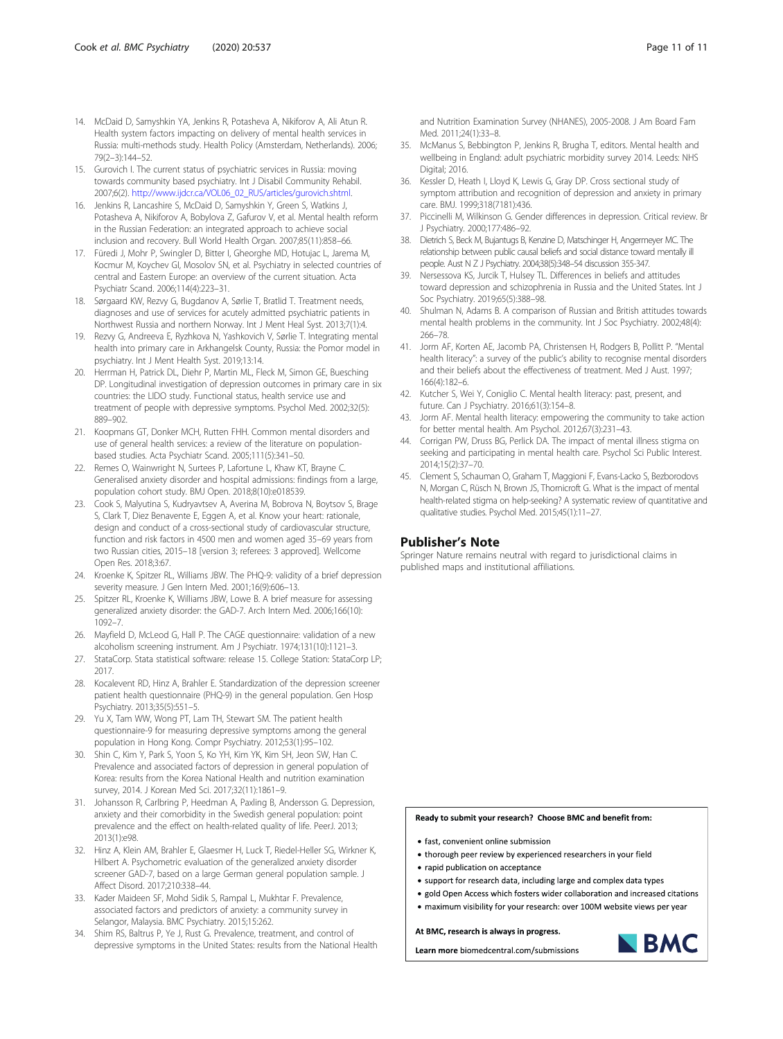14. McDaid D, Samyshkin YA, Jenkins R, Potasheva A, Nikiforov A, Ali Atun R. Health system factors impacting on delivery of mental health services in Russia: multi-methods study. Health Policy (Amsterdam, Netherlands). 2006; 79(2–3):144–52.
15. Gurovich I. The current status of psychiatric services in Russia: moving towards community based psychiatry. Int J Disabil Community Rehabil. 2007;6(2). http://www.ijdcr.ca/VOL06_02_RUS/articles/gurovich.shtml.
16. Jenkins R, Lancashire S, McDaid D, Samyshkin Y, Green S, Watkins J, Potasheva A, Nikiforov A, Bobylova Z, Gafurov V, et al. Mental health reform in the Russian Federation: an integrated approach to achieve social inclusion and recovery. Bull World Health Organ. 2007;85(11):858–66.
17. Füredi J, Mohr P, Swingler D, Bitter I, Gheorghe MD, Hotujac L, Jarema M, Kocmur M, Koychev GI, Mosolov SN, et al. Psychiatry in selected countries of central and Eastern Europe: an overview of the current situation. Acta Psychiatr Scand. 2006;114(4):223–31.
18. Sørgaard KW, Rezvy G, Bugdanov A, Sørlie T, Bratlid T. Treatment needs, diagnoses and use of services for acutely admitted psychiatric patients in Northwest Russia and northern Norway. Int J Ment Heal Syst. 2013;7(1):4.
19. Rezvy G, Andreeva E, Ryzhkova N, Yashkovich V, Sørlie T. Integrating mental health into primary care in Arkhangelsk County, Russia: the Pomor model in psychiatry. Int J Ment Health Syst. 2019;13:14.
20. Herrman H, Patrick DL, Diehr P, Martin ML, Fleck M, Simon GE, Buesching DP. Longitudinal investigation of depression outcomes in primary care in six countries: the LIDO study. Functional status, health service use and treatment of people with depressive symptoms. Psychol Med. 2002;32(5): 889–902.
21. Koopmans GT, Donker MCH, Rutten FHH. Common mental disorders and use of general health services: a review of the literature on population-based studies. Acta Psychiatr Scand. 2005;111(5):341–50.
22. Remes O, Wainwright N, Surtees P, Lafortune L, Khaw KT, Brayne C. Generalised anxiety disorder and hospital admissions: findings from a large, population cohort study. BMJ Open. 2018;8(10):e018539.
23. Cook S, Malyutina S, Kudryavtsev A, Averina M, Bobrova N, Boytsov S, Brage S, Clark T, Diez Benavente E, Eggen A, et al. Know your heart: rationale, design and conduct of a cross-sectional study of cardiovascular structure, function and risk factors in 4500 men and women aged 35–69 years from two Russian cities, 2015–18 [version 3; referees: 3 approved]. Wellcome Open Res. 2018;3:67.
24. Kroenke K, Spitzer RL, Williams JBW. The PHQ-9: validity of a brief depression severity measure. J Gen Intern Med. 2001;16(9):606–13.
25. Spitzer RL, Kroenke K, Williams JBW, Lowe B. A brief measure for assessing generalized anxiety disorder: the GAD-7. Arch Intern Med. 2006;166(10): 1092–7.
26. Mayfield D, McLeod G, Hall P. The CAGE questionnaire: validation of a new alcoholism screening instrument. Am J Psychiatr. 1974;131(10):1121–3.
27. StataCorp. Stata statistical software: release 15. College Station: StataCorp LP; 2017.
28. Kocalevent RD, Hinz A, Brahler E. Standardization of the depression screener patient health questionnaire (PHQ-9) in the general population. Gen Hosp Psychiatry. 2013;35(5):551–5.
29. Yu X, Tam WW, Wong PT, Lam TH, Stewart SM. The patient health questionnaire-9 for measuring depressive symptoms among the general population in Hong Kong. Compr Psychiatry. 2012;53(1):95–102.
30. Shin C, Kim Y, Park S, Yoon S, Ko YH, Kim YK, Kim SH, Jeon SW, Han C. Prevalence and associated factors of depression in general population of Korea: results from the Korea National Health and nutrition examination survey, 2014. J Korean Med Sci. 2017;32(11):1861–9.
31. Johansson R, Carlbring P, Heedman A, Paxling B, Andersson G. Depression, anxiety and their comorbidity in the Swedish general population: point prevalence and the effect on health-related quality of life. PeerJ. 2013; 2013(1):e98.
32. Hinz A, Klein AM, Brahler E, Glaesmer H, Luck T, Riedel-Heller SG, Wirkner K, Hilbert A. Psychometric evaluation of the generalized anxiety disorder screener GAD-7, based on a large German general population sample. J Affect Disord. 2017;210:338–44.
33. Kader Maideen SF, Mohd Sidik S, Rampal L, Mukhtar F. Prevalence, associated factors and predictors of anxiety: a community survey in Selangor, Malaysia. BMC Psychiatry. 2015;15:262.
34. Shim RS, Baltrus P, Ye J, Rust G. Prevalence, treatment, and control of depressive symptoms in the United States: results from the National Health and Nutrition Examination Survey (NHANES), 2005-2008. J Am Board Fam Med. 2011;24(1):33–8.
35. McManus S, Bebbington P, Jenkins R, Brugha T, editors. Mental health and wellbeing in England: adult psychiatric morbidity survey 2014. Leeds: NHS Digital; 2016.
36. Kessler D, Heath I, Lloyd K, Lewis G, Gray DP. Cross sectional study of symptom attribution and recognition of depression and anxiety in primary care. BMJ. 1999;318(7181):436.
37. Piccinelli M, Wilkinson G. Gender differences in depression. Critical review. Br J Psychiatry. 2000;177:486–92.
38. Dietrich S, Beck M, Bujantugs B, Kenzine D, Matschinger H, Angermeyer MC. The relationship between public causal beliefs and social distance toward mentally ill people. Aust N Z J Psychiatry. 2004;38(5):348–54 discussion 355-347.
39. Nersessova KS, Jurcik T, Hulsey TL. Differences in beliefs and attitudes toward depression and schizophrenia in Russia and the United States. Int J Soc Psychiatry. 2019;65(5):388–98.
40. Shulman N, Adams B. A comparison of Russian and British attitudes towards mental health problems in the community. Int J Soc Psychiatry. 2002;48(4): 266–78.
41. Jorm AF, Korten AE, Jacomb PA, Christensen H, Rodgers B, Pollitt P. "Mental health literacy": a survey of the public's ability to recognise mental disorders and their beliefs about the effectiveness of treatment. Med J Aust. 1997; 166(4):182–6.
42. Kutcher S, Wei Y, Coniglio C. Mental health literacy: past, present, and future. Can J Psychiatry. 2016;61(3):154–8.
43. Jorm AF. Mental health literacy: empowering the community to take action for better mental health. Am Psychol. 2012;67(3):231–43.
44. Corrigan PW, Druss BG, Perlick DA. The impact of mental illness stigma on seeking and participating in mental health care. Psychol Sci Public Interest. 2014;15(2):37–70.
45. Clement S, Schauman O, Graham T, Maggioni F, Evans-Lacko S, Bezborodovs N, Morgan C, Rüsch N, Brown JS, Thornicroft G. What is the impact of mental health-related stigma on help-seeking? A systematic review of quantitative and qualitative studies. Psychol Med. 2015;45(1):11–27.

## Publisher's Note

Springer Nature remains neutral with regard to jurisdictional claims in published maps and institutional affiliations.

**Ready to submit your research? Choose BMC and benefit from:**

- fast, convenient online submission
- thorough peer review by experienced researchers in your field
- rapid publication on acceptance
- support for research data, including large and complex data types
- gold Open Access which fosters wider collaboration and increased citations
- maximum visibility for your research: over 100M website views per year

**At BMC, research is always in progress.**

**Learn more** biomedcentral.com/submissions